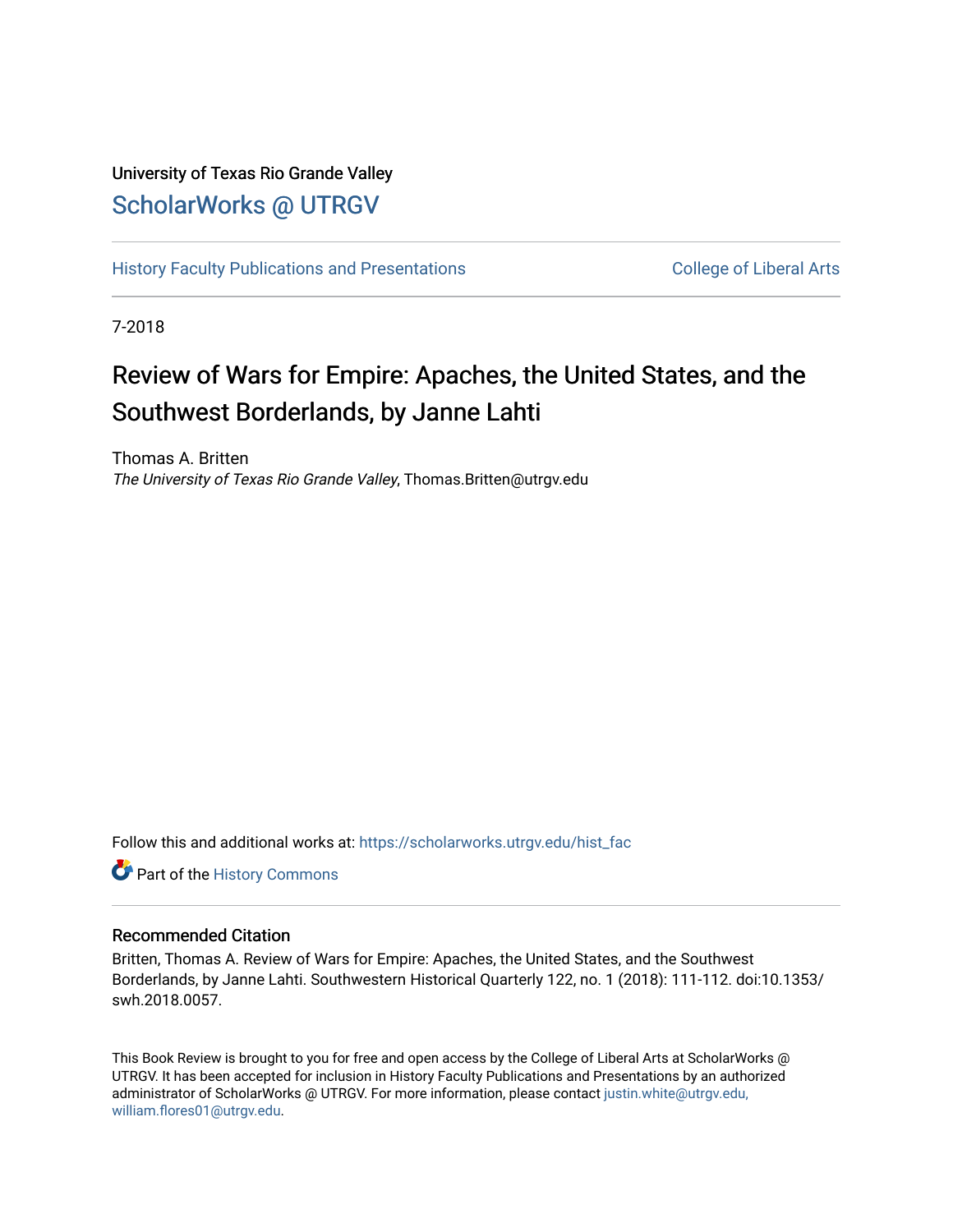University of Texas Rio Grande Valley

# ScholarWorks @ UTRGV

History Faculty Publications and Presentations | College of Liberal Arts

7-2018

# Review of Wars for Empire: Apaches, the United States, and the Southwest Borderlands, by Janne Lahti

Thomas A. Britten
*The University of Texas Rio Grande Valley*, Thomas.Britten@utrgv.edu

Follow this and additional works at: https://scholarworks.utrgv.edu/hist_fac

Part of the History Commons

## Recommended Citation

Britten, Thomas A. Review of Wars for Empire: Apaches, the United States, and the Southwest Borderlands, by Janne Lahti. Southwestern Historical Quarterly 122, no. 1 (2018): 111-112. doi:10.1353/swh.2018.0057.

This Book Review is brought to you for free and open access by the College of Liberal Arts at ScholarWorks @ UTRGV. It has been accepted for inclusion in History Faculty Publications and Presentations by an authorized administrator of ScholarWorks @ UTRGV. For more information, please contact justin.white@utrgv.edu, william.flores01@utrgv.edu.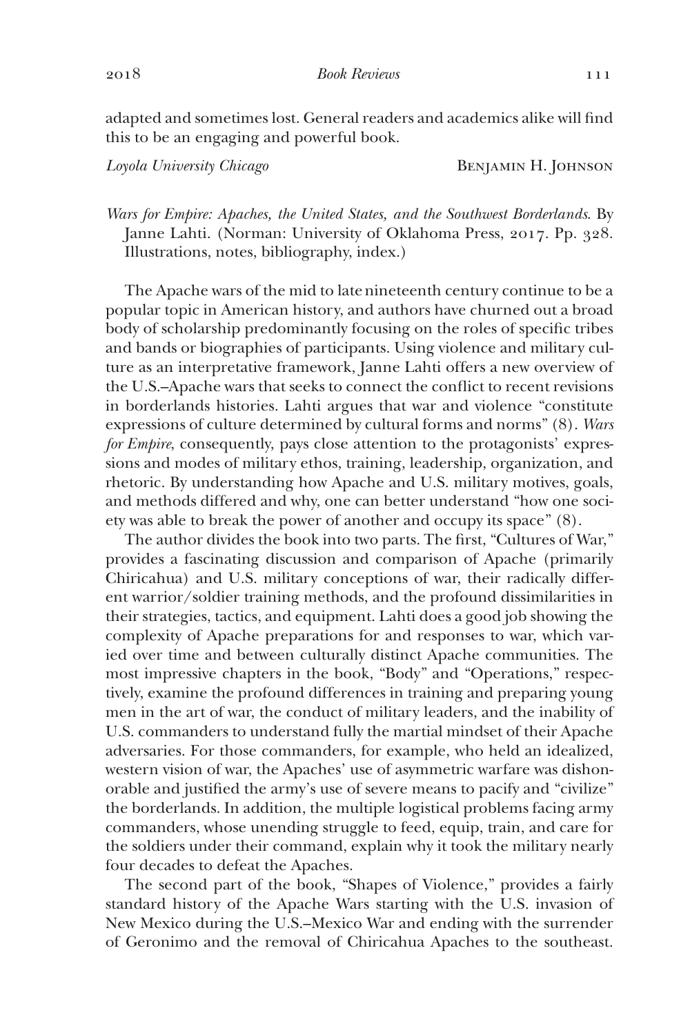adapted and sometimes lost. General readers and academics alike will find this to be an engaging and powerful book.

*Loyola University Chicago* — Benjamin H. Johnson

*Wars for Empire: Apaches, the United States, and the Southwest Borderlands.* By Janne Lahti. (Norman: University of Oklahoma Press, 2017. Pp. 328. Illustrations, notes, bibliography, index.)

The Apache wars of the mid to late nineteenth century continue to be a popular topic in American history, and authors have churned out a broad body of scholarship predominantly focusing on the roles of specific tribes and bands or biographies of participants. Using violence and military culture as an interpretative framework, Janne Lahti offers a new overview of the U.S.–Apache wars that seeks to connect the conflict to recent revisions in borderlands histories. Lahti argues that war and violence "constitute expressions of culture determined by cultural forms and norms" (8). *Wars for Empire,* consequently, pays close attention to the protagonists' expressions and modes of military ethos, training, leadership, organization, and rhetoric. By understanding how Apache and U.S. military motives, goals, and methods differed and why, one can better understand "how one society was able to break the power of another and occupy its space" (8).

The author divides the book into two parts. The first, "Cultures of War," provides a fascinating discussion and comparison of Apache (primarily Chiricahua) and U.S. military conceptions of war, their radically different warrior/soldier training methods, and the profound dissimilarities in their strategies, tactics, and equipment. Lahti does a good job showing the complexity of Apache preparations for and responses to war, which varied over time and between culturally distinct Apache communities. The most impressive chapters in the book, "Body" and "Operations," respectively, examine the profound differences in training and preparing young men in the art of war, the conduct of military leaders, and the inability of U.S. commanders to understand fully the martial mindset of their Apache adversaries. For those commanders, for example, who held an idealized, western vision of war, the Apaches' use of asymmetric warfare was dishonorable and justified the army's use of severe means to pacify and "civilize" the borderlands. In addition, the multiple logistical problems facing army commanders, whose unending struggle to feed, equip, train, and care for the soldiers under their command, explain why it took the military nearly four decades to defeat the Apaches.

The second part of the book, "Shapes of Violence," provides a fairly standard history of the Apache Wars starting with the U.S. invasion of New Mexico during the U.S.–Mexico War and ending with the surrender of Geronimo and the removal of Chiricahua Apaches to the southeast.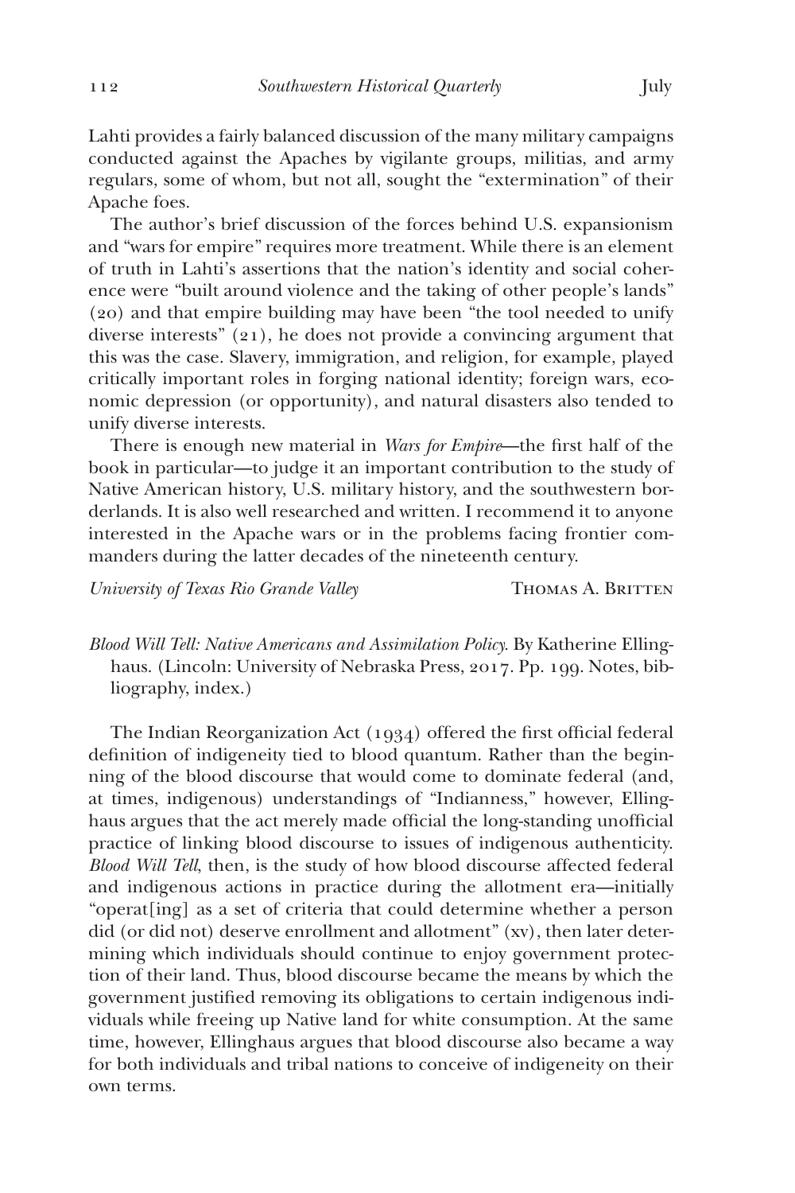Lahti provides a fairly balanced discussion of the many military campaigns conducted against the Apaches by vigilante groups, militias, and army regulars, some of whom, but not all, sought the "extermination" of their Apache foes.

The author's brief discussion of the forces behind U.S. expansionism and "wars for empire" requires more treatment. While there is an element of truth in Lahti's assertions that the nation's identity and social coherence were "built around violence and the taking of other people's lands" (20) and that empire building may have been "the tool needed to unify diverse interests" (21), he does not provide a convincing argument that this was the case. Slavery, immigration, and religion, for example, played critically important roles in forging national identity; foreign wars, economic depression (or opportunity), and natural disasters also tended to unify diverse interests.

There is enough new material in *Wars for Empire*—the first half of the book in particular—to judge it an important contribution to the study of Native American history, U.S. military history, and the southwestern borderlands. It is also well researched and written. I recommend it to anyone interested in the Apache wars or in the problems facing frontier commanders during the latter decades of the nineteenth century.

*University of Texas Rio Grande Valley* THOMAS A. BRITTEN

*Blood Will Tell: Native Americans and Assimilation Policy.* By Katherine Ellinghaus. (Lincoln: University of Nebraska Press, 2017. Pp. 199. Notes, bibliography, index.)

The Indian Reorganization Act (1934) offered the first official federal definition of indigeneity tied to blood quantum. Rather than the beginning of the blood discourse that would come to dominate federal (and, at times, indigenous) understandings of "Indianness," however, Ellinghaus argues that the act merely made official the long-standing unofficial practice of linking blood discourse to issues of indigenous authenticity. *Blood Will Tell*, then, is the study of how blood discourse affected federal and indigenous actions in practice during the allotment era—initially "operat[ing] as a set of criteria that could determine whether a person did (or did not) deserve enrollment and allotment" (xv), then later determining which individuals should continue to enjoy government protection of their land. Thus, blood discourse became the means by which the government justified removing its obligations to certain indigenous individuals while freeing up Native land for white consumption. At the same time, however, Ellinghaus argues that blood discourse also became a way for both individuals and tribal nations to conceive of indigeneity on their own terms.